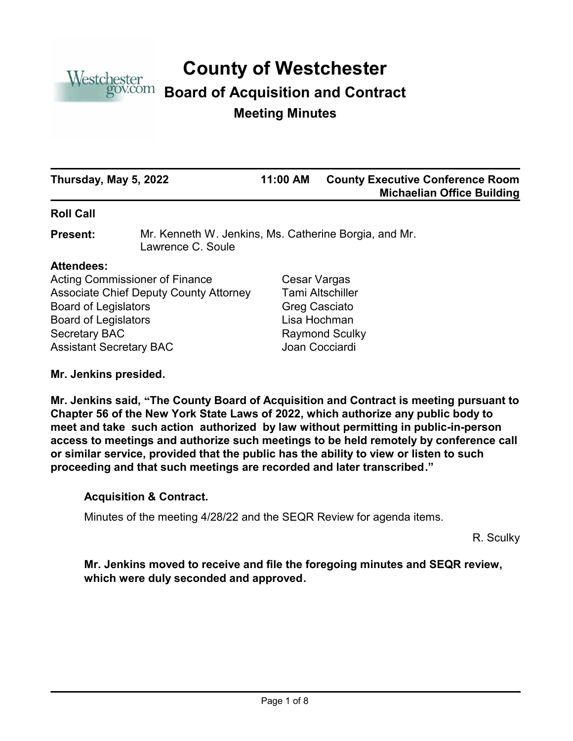# County of Westchester

## Board of Acquisition and Contract

### Meeting Minutes

**Thursday, May 5, 2022** | **11:00 AM** | **County Executive Conference Room Michaelian Office Building**

**Roll Call**

**Present:** Mr. Kenneth W. Jenkins, Ms. Catherine Borgia, and Mr. Lawrence C. Soule

**Attendees:**

| | |
|---|---|
| Acting Commissioner of Finance | Cesar Vargas |
| Associate Chief Deputy County Attorney | Tami Altschiller |
| Board of Legislators | Greg Casciato |
| Board of Legislators | Lisa Hochman |
| Secretary BAC | Raymond Sculky |
| Assistant Secretary BAC | Joan Cocciardi |

**Mr. Jenkins presided.**

**Mr. Jenkins said, "The County Board of Acquisition and Contract is meeting pursuant to Chapter 56 of the New York State Laws of 2022, which authorize any public body to meet and take such action authorized by law without permitting in public-in-person access to meetings and authorize such meetings to be held remotely by conference call or similar service, provided that the public has the ability to view or listen to such proceeding and that such meetings are recorded and later transcribed."**

**Acquisition & Contract.**

Minutes of the meeting 4/28/22 and the SEQR Review for agenda items.

R. Sculky

**Mr. Jenkins moved to receive and file the foregoing minutes and SEQR review, which were duly seconded and approved.**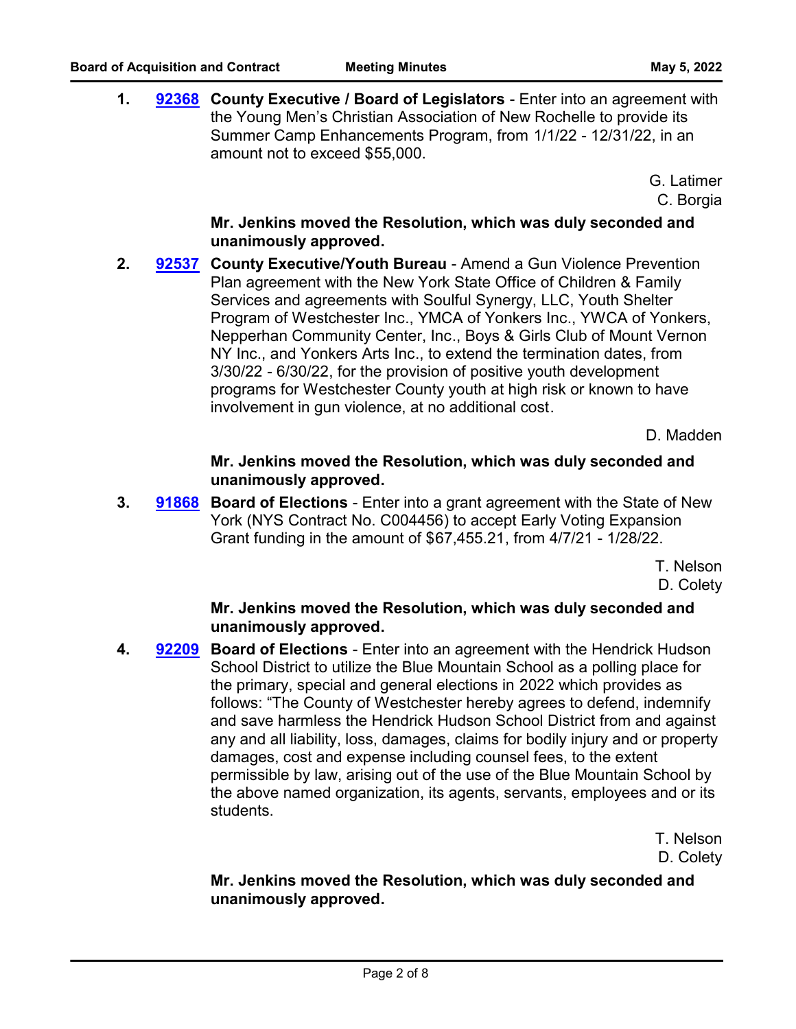1. **92368** **County Executive / Board of Legislators** - Enter into an agreement with the Young Men's Christian Association of New Rochelle to provide its Summer Camp Enhancements Program, from 1/1/22 - 12/31/22, in an amount not to exceed $55,000.

   G. Latimer
   C. Borgia

   **Mr. Jenkins moved the Resolution, which was duly seconded and unanimously approved.**

2. **92537** **County Executive/Youth Bureau** - Amend a Gun Violence Prevention Plan agreement with the New York State Office of Children & Family Services and agreements with Soulful Synergy, LLC, Youth Shelter Program of Westchester Inc., YMCA of Yonkers Inc., YWCA of Yonkers, Nepperhan Community Center, Inc., Boys & Girls Club of Mount Vernon NY Inc., and Yonkers Arts Inc., to extend the termination dates, from 3/30/22 - 6/30/22, for the provision of positive youth development programs for Westchester County youth at high risk or known to have involvement in gun violence, at no additional cost.

   D. Madden

   **Mr. Jenkins moved the Resolution, which was duly seconded and unanimously approved.**

3. **91868** **Board of Elections** - Enter into a grant agreement with the State of New York (NYS Contract No. C004456) to accept Early Voting Expansion Grant funding in the amount of $67,455.21, from 4/7/21 - 1/28/22.

   T. Nelson
   D. Colety

   **Mr. Jenkins moved the Resolution, which was duly seconded and unanimously approved.**

4. **92209** **Board of Elections** - Enter into an agreement with the Hendrick Hudson School District to utilize the Blue Mountain School as a polling place for the primary, special and general elections in 2022 which provides as follows: "The County of Westchester hereby agrees to defend, indemnify and save harmless the Hendrick Hudson School District from and against any and all liability, loss, damages, claims for bodily injury and or property damages, cost and expense including counsel fees, to the extent permissible by law, arising out of the use of the Blue Mountain School by the above named organization, its agents, servants, employees and or its students.

   T. Nelson
   D. Colety

   **Mr. Jenkins moved the Resolution, which was duly seconded and unanimously approved.**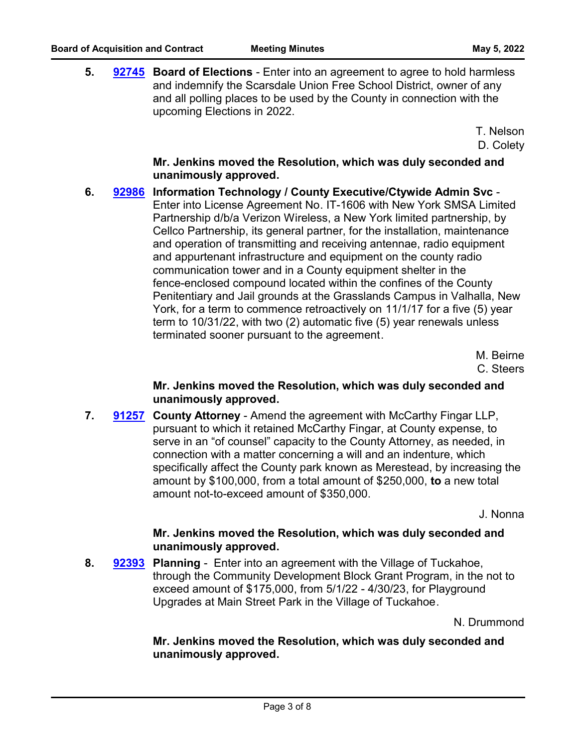5\. **92745** **Board of Elections** - Enter into an agreement to agree to hold harmless and indemnify the Scarsdale Union Free School District, owner of any and all polling places to be used by the County in connection with the upcoming Elections in 2022.

T. Nelson
D. Colety

**Mr. Jenkins moved the Resolution, which was duly seconded and unanimously approved.**

6\. **92986** **Information Technology / County Executive/Ctywide Admin Svc** - Enter into License Agreement No. IT-1606 with New York SMSA Limited Partnership d/b/a Verizon Wireless, a New York limited partnership, by Cellco Partnership, its general partner, for the installation, maintenance and operation of transmitting and receiving antennae, radio equipment and appurtenant infrastructure and equipment on the county radio communication tower and in a County equipment shelter in the fence-enclosed compound located within the confines of the County Penitentiary and Jail grounds at the Grasslands Campus in Valhalla, New York, for a term to commence retroactively on 11/1/17 for a five (5) year term to 10/31/22, with two (2) automatic five (5) year renewals unless terminated sooner pursuant to the agreement.

M. Beirne
C. Steers

**Mr. Jenkins moved the Resolution, which was duly seconded and unanimously approved.**

7\. **91257** **County Attorney** - Amend the agreement with McCarthy Fingar LLP, pursuant to which it retained McCarthy Fingar, at County expense, to serve in an "of counsel" capacity to the County Attorney, as needed, in connection with a matter concerning a will and an indenture, which specifically affect the County park known as Merestead, by increasing the amount by $100,000, from a total amount of $250,000, **to** a new total amount not-to-exceed amount of $350,000.

J. Nonna

**Mr. Jenkins moved the Resolution, which was duly seconded and unanimously approved.**

8\. **92393** **Planning** - Enter into an agreement with the Village of Tuckahoe, through the Community Development Block Grant Program, in the not to exceed amount of $175,000, from 5/1/22 - 4/30/23, for Playground Upgrades at Main Street Park in the Village of Tuckahoe.

N. Drummond

**Mr. Jenkins moved the Resolution, which was duly seconded and unanimously approved.**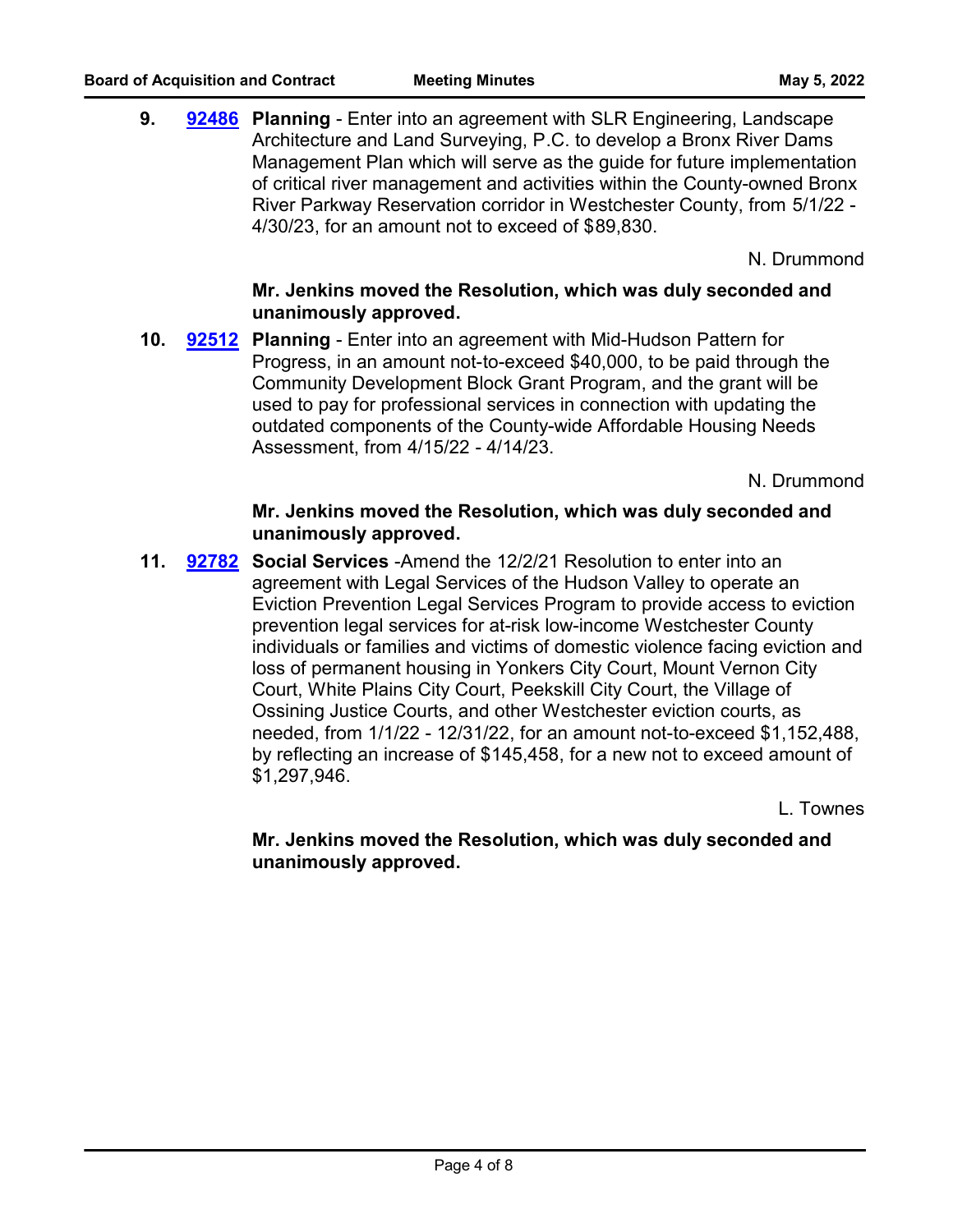9. **92486** **Planning** - Enter into an agreement with SLR Engineering, Landscape Architecture and Land Surveying, P.C. to develop a Bronx River Dams Management Plan which will serve as the guide for future implementation of critical river management and activities within the County-owned Bronx River Parkway Reservation corridor in Westchester County, from 5/1/22 - 4/30/23, for an amount not to exceed of $89,830.

N. Drummond

**Mr. Jenkins moved the Resolution, which was duly seconded and unanimously approved.**

10. **92512** **Planning** - Enter into an agreement with Mid-Hudson Pattern for Progress, in an amount not-to-exceed $40,000, to be paid through the Community Development Block Grant Program, and the grant will be used to pay for professional services in connection with updating the outdated components of the County-wide Affordable Housing Needs Assessment, from 4/15/22 - 4/14/23.

N. Drummond

**Mr. Jenkins moved the Resolution, which was duly seconded and unanimously approved.**

11. **92782** **Social Services** -Amend the 12/2/21 Resolution to enter into an agreement with Legal Services of the Hudson Valley to operate an Eviction Prevention Legal Services Program to provide access to eviction prevention legal services for at-risk low-income Westchester County individuals or families and victims of domestic violence facing eviction and loss of permanent housing in Yonkers City Court, Mount Vernon City Court, White Plains City Court, Peekskill City Court, the Village of Ossining Justice Courts, and other Westchester eviction courts, as needed, from 1/1/22 - 12/31/22, for an amount not-to-exceed $1,152,488, by reflecting an increase of $145,458, for a new not to exceed amount of $1,297,946.

L. Townes

**Mr. Jenkins moved the Resolution, which was duly seconded and unanimously approved.**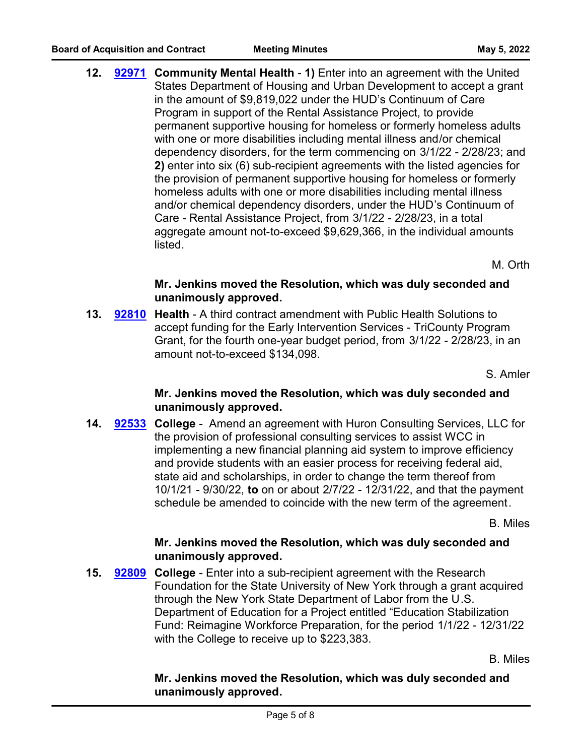**12.** **92971** **Community Mental Health** - **1)** Enter into an agreement with the United States Department of Housing and Urban Development to accept a grant in the amount of $9,819,022 under the HUD's Continuum of Care Program in support of the Rental Assistance Project, to provide permanent supportive housing for homeless or formerly homeless adults with one or more disabilities including mental illness and/or chemical dependency disorders, for the term commencing on 3/1/22 - 2/28/23; and **2)** enter into six (6) sub-recipient agreements with the listed agencies for the provision of permanent supportive housing for homeless or formerly homeless adults with one or more disabilities including mental illness and/or chemical dependency disorders, under the HUD's Continuum of Care - Rental Assistance Project, from 3/1/22 - 2/28/23, in a total aggregate amount not-to-exceed $9,629,366, in the individual amounts listed.

M. Orth

**Mr. Jenkins moved the Resolution, which was duly seconded and unanimously approved.**

**13.** **92810** **Health** - A third contract amendment with Public Health Solutions to accept funding for the Early Intervention Services - TriCounty Program Grant, for the fourth one-year budget period, from 3/1/22 - 2/28/23, in an amount not-to-exceed $134,098.

S. Amler

**Mr. Jenkins moved the Resolution, which was duly seconded and unanimously approved.**

**14.** **92533** **College** - Amend an agreement with Huron Consulting Services, LLC for the provision of professional consulting services to assist WCC in implementing a new financial planning aid system to improve efficiency and provide students with an easier process for receiving federal aid, state aid and scholarships, in order to change the term thereof from 10/1/21 - 9/30/22, **to** on or about 2/7/22 - 12/31/22, and that the payment schedule be amended to coincide with the new term of the agreement.

B. Miles

**Mr. Jenkins moved the Resolution, which was duly seconded and unanimously approved.**

**15.** **92809** **College** - Enter into a sub-recipient agreement with the Research Foundation for the State University of New York through a grant acquired through the New York State Department of Labor from the U.S. Department of Education for a Project entitled "Education Stabilization Fund: Reimagine Workforce Preparation, for the period 1/1/22 - 12/31/22 with the College to receive up to $223,383.

B. Miles

**Mr. Jenkins moved the Resolution, which was duly seconded and unanimously approved.**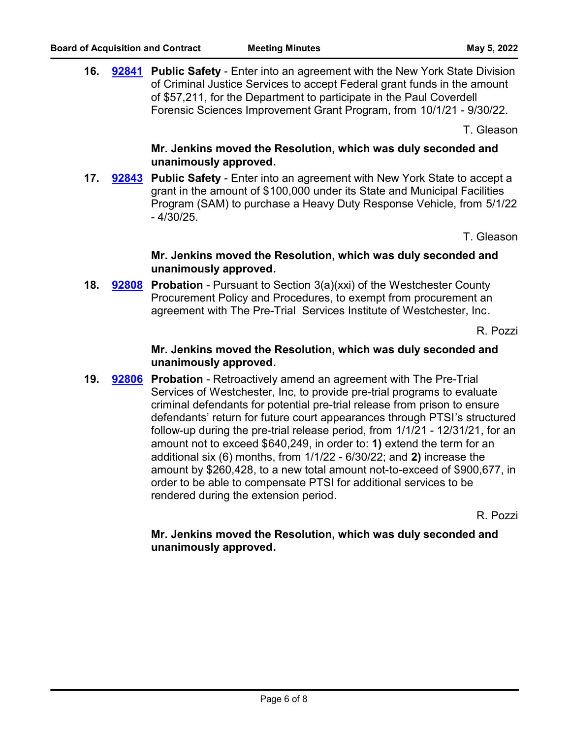16. **92841** **Public Safety** - Enter into an agreement with the New York State Division of Criminal Justice Services to accept Federal grant funds in the amount of $57,211, for the Department to participate in the Paul Coverdell Forensic Sciences Improvement Grant Program, from 10/1/21 - 9/30/22.

T. Gleason

**Mr. Jenkins moved the Resolution, which was duly seconded and unanimously approved.**

17. **92843** **Public Safety** - Enter into an agreement with New York State to accept a grant in the amount of $100,000 under its State and Municipal Facilities Program (SAM) to purchase a Heavy Duty Response Vehicle, from 5/1/22 - 4/30/25.

T. Gleason

**Mr. Jenkins moved the Resolution, which was duly seconded and unanimously approved.**

18. **92808** **Probation** - Pursuant to Section 3(a)(xxi) of the Westchester County Procurement Policy and Procedures, to exempt from procurement an agreement with The Pre-Trial Services Institute of Westchester, Inc.

R. Pozzi

**Mr. Jenkins moved the Resolution, which was duly seconded and unanimously approved.**

19. **92806** **Probation** - Retroactively amend an agreement with The Pre-Trial Services of Westchester, Inc, to provide pre-trial programs to evaluate criminal defendants for potential pre-trial release from prison to ensure defendants' return for future court appearances through PTSI's structured follow-up during the pre-trial release period, from 1/1/21 - 12/31/21, for an amount not to exceed $640,249, in order to: **1)** extend the term for an additional six (6) months, from 1/1/22 - 6/30/22; and **2)** increase the amount by $260,428, to a new total amount not-to-exceed of $900,677, in order to be able to compensate PTSI for additional services to be rendered during the extension period.

R. Pozzi

**Mr. Jenkins moved the Resolution, which was duly seconded and unanimously approved.**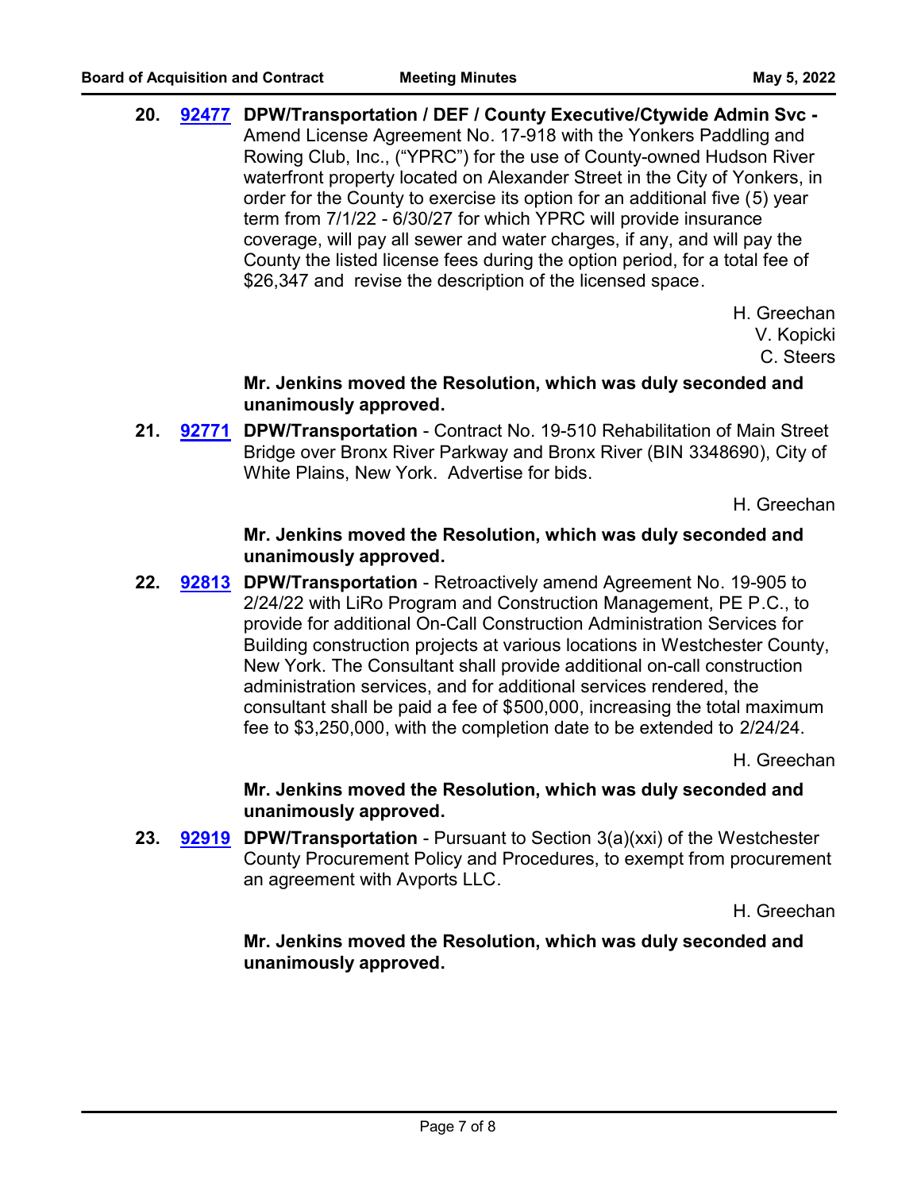**20.** **92477** **DPW/Transportation / DEF / County Executive/Ctywide Admin Svc -** Amend License Agreement No. 17-918 with the Yonkers Paddling and Rowing Club, Inc., ("YPRC") for the use of County-owned Hudson River waterfront property located on Alexander Street in the City of Yonkers, in order for the County to exercise its option for an additional five (5) year term from 7/1/22 - 6/30/27 for which YPRC will provide insurance coverage, will pay all sewer and water charges, if any, and will pay the County the listed license fees during the option period, for a total fee of $26,347 and revise the description of the licensed space.

H. Greechan
V. Kopicki
C. Steers

**Mr. Jenkins moved the Resolution, which was duly seconded and unanimously approved.**

**21.** **92771** **DPW/Transportation** - Contract No. 19-510 Rehabilitation of Main Street Bridge over Bronx River Parkway and Bronx River (BIN 3348690), City of White Plains, New York. Advertise for bids.

H. Greechan

**Mr. Jenkins moved the Resolution, which was duly seconded and unanimously approved.**

**22.** **92813** **DPW/Transportation** - Retroactively amend Agreement No. 19-905 to 2/24/22 with LiRo Program and Construction Management, PE P.C., to provide for additional On-Call Construction Administration Services for Building construction projects at various locations in Westchester County, New York. The Consultant shall provide additional on-call construction administration services, and for additional services rendered, the consultant shall be paid a fee of $500,000, increasing the total maximum fee to $3,250,000, with the completion date to be extended to 2/24/24.

H. Greechan

**Mr. Jenkins moved the Resolution, which was duly seconded and unanimously approved.**

**23.** **92919** **DPW/Transportation** - Pursuant to Section 3(a)(xxi) of the Westchester County Procurement Policy and Procedures, to exempt from procurement an agreement with Avports LLC.

H. Greechan

**Mr. Jenkins moved the Resolution, which was duly seconded and unanimously approved.**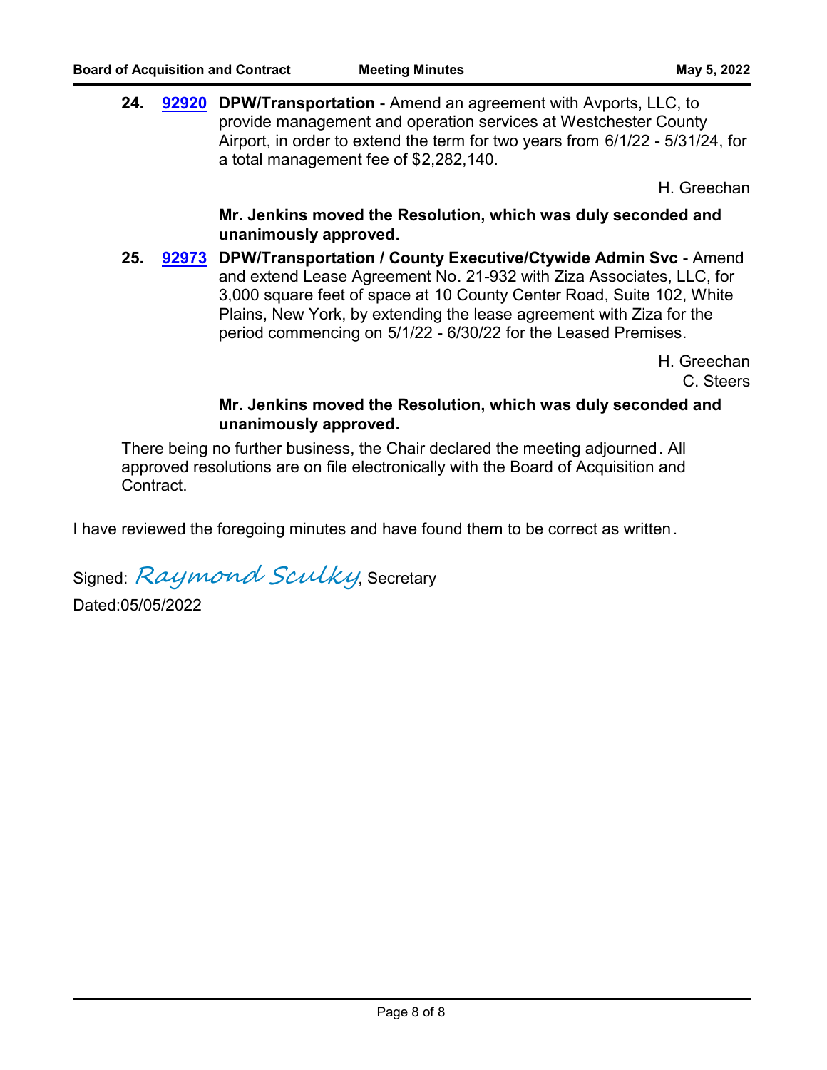**24.** **92920** **DPW/Transportation** - Amend an agreement with Avports, LLC, to provide management and operation services at Westchester County Airport, in order to extend the term for two years from 6/1/22 - 5/31/24, for a total management fee of $2,282,140.

H. Greechan

**Mr. Jenkins moved the Resolution, which was duly seconded and unanimously approved.**

**25.** **92973** **DPW/Transportation / County Executive/Ctywide Admin Svc** - Amend and extend Lease Agreement No. 21-932 with Ziza Associates, LLC, for 3,000 square feet of space at 10 County Center Road, Suite 102, White Plains, New York, by extending the lease agreement with Ziza for the period commencing on 5/1/22 - 6/30/22 for the Leased Premises.

H. Greechan
C. Steers

**Mr. Jenkins moved the Resolution, which was duly seconded and unanimously approved.**

There being no further business, the Chair declared the meeting adjourned. All approved resolutions are on file electronically with the Board of Acquisition and Contract.

I have reviewed the foregoing minutes and have found them to be correct as written.

Signed: *Raymond Sculky*, Secretary

Dated:05/05/2022